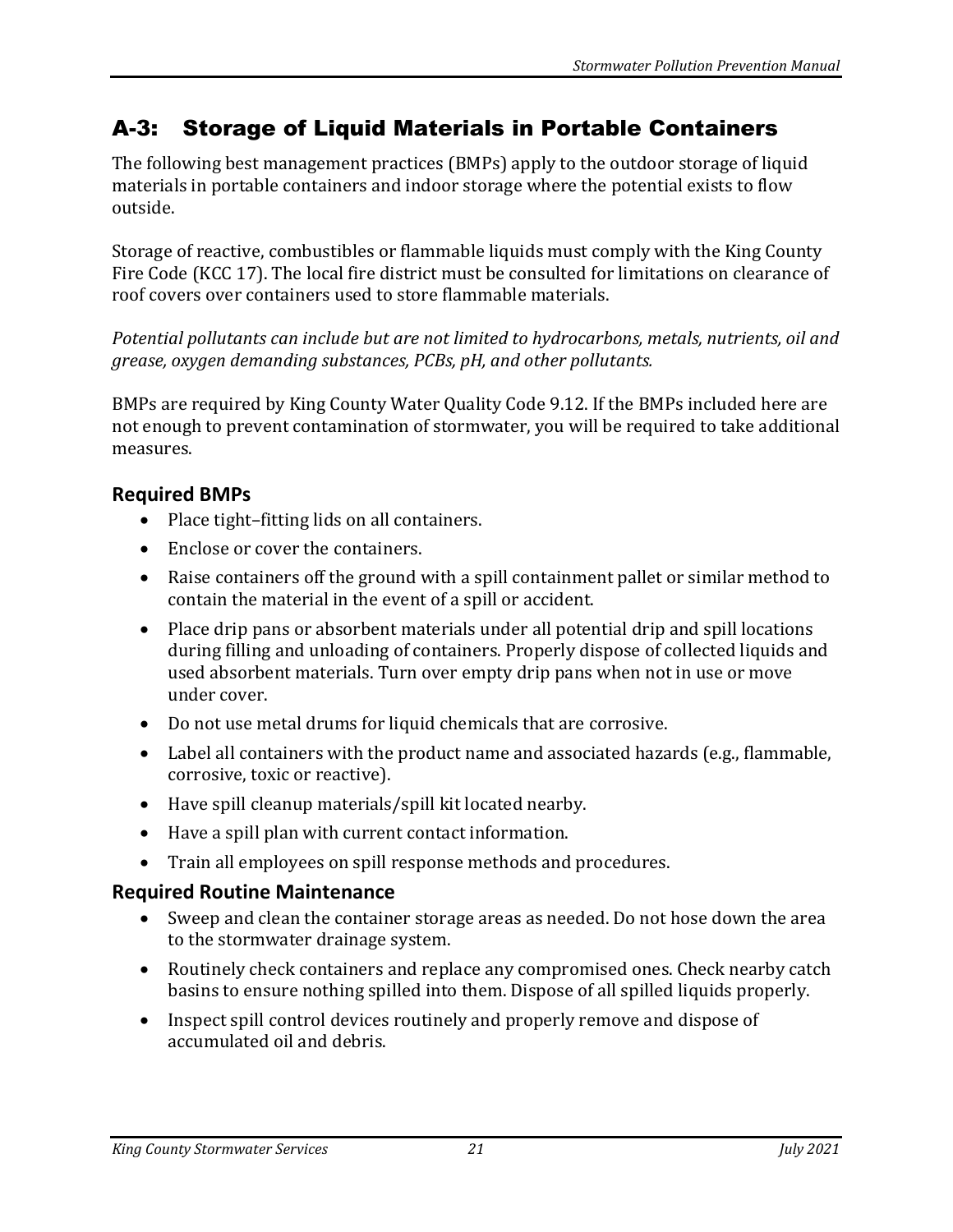## A-3: Storage of Liquid Materials in Portable Containers

The following best management practices (BMPs) apply to the outdoor storage of liquid materials in portable containers and indoor storage where the potential exists to flow outside.

Storage of reactive, combustibles or flammable liquids must comply with the King County Fire Code (KCC 17). The local fire district must be consulted for limitations on clearance of roof covers over containers used to store flammable materials.

*Potential pollutants can include but are not limited to hydrocarbons, metals, nutrients, oil and grease, oxygen demanding substances, PCBs, pH, and other pollutants.*

BMPs are required by King County Water Quality Code 9.12. If the BMPs included here are not enough to prevent contamination of stormwater, you will be required to take additional measures.

### Required BMPs

- Place tight–fitting lids on all containers.
- Enclose or cover the containers.
- Raise containers off the ground with a spill containment pallet or similar method to contain the material in the event of a spill or accident.
- Place drip pans or absorbent materials under all potential drip and spill locations during filling and unloading of containers. Properly dispose of collected liquids and used absorbent materials. Turn over empty drip pans when not in use or move under cover.
- Do not use metal drums for liquid chemicals that are corrosive.
- Label all containers with the product name and associated hazards (e.g., flammable, corrosive, toxic or reactive).
- Have spill cleanup materials/spill kit located nearby.
- Have a spill plan with current contact information.
- Train all employees on spill response methods and procedures.

### Required Routine Maintenance

- Sweep and clean the container storage areas as needed. Do not hose down the area to the stormwater drainage system.
- Routinely check containers and replace any compromised ones. Check nearby catch basins to ensure nothing spilled into them. Dispose of all spilled liquids properly.
- Inspect spill control devices routinely and properly remove and dispose of accumulated oil and debris.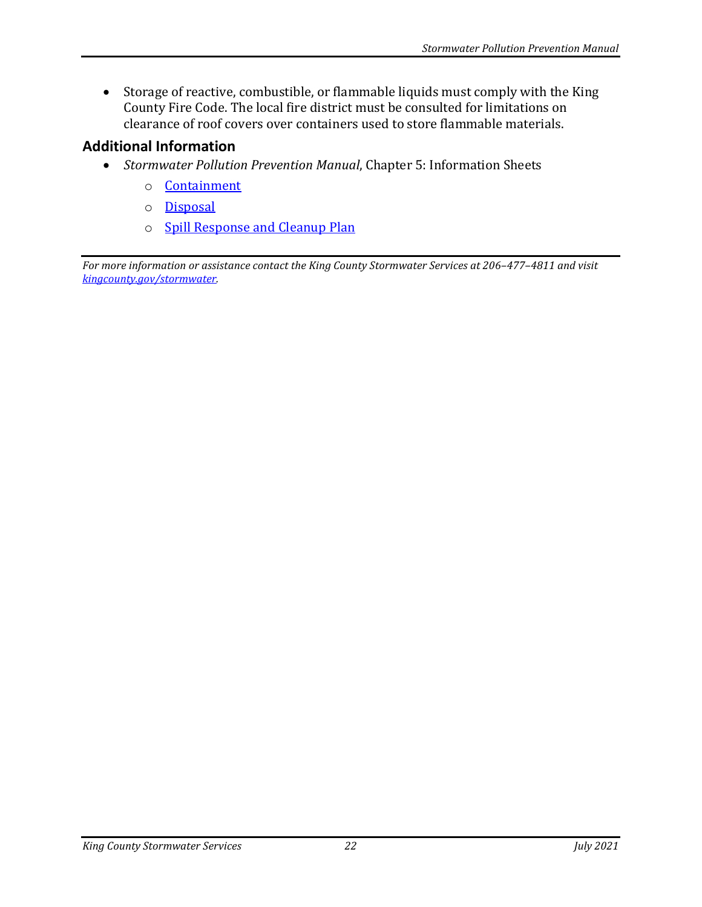- Storage of reactive, combustible, or flammable liquids must comply with the King County Fire Code. The local fire district must be consulted for limitations on clearance of roof covers over containers used to store flammable materials.

## Additional Information

- *Stormwater Pollution Prevention Manual*, Chapter 5: Information Sheets
  - Containment
  - Disposal
  - Spill Response and Cleanup Plan

*For more information or assistance contact the King County Stormwater Services at 206–477–4811 and visit kingcounty.gov/stormwater.*